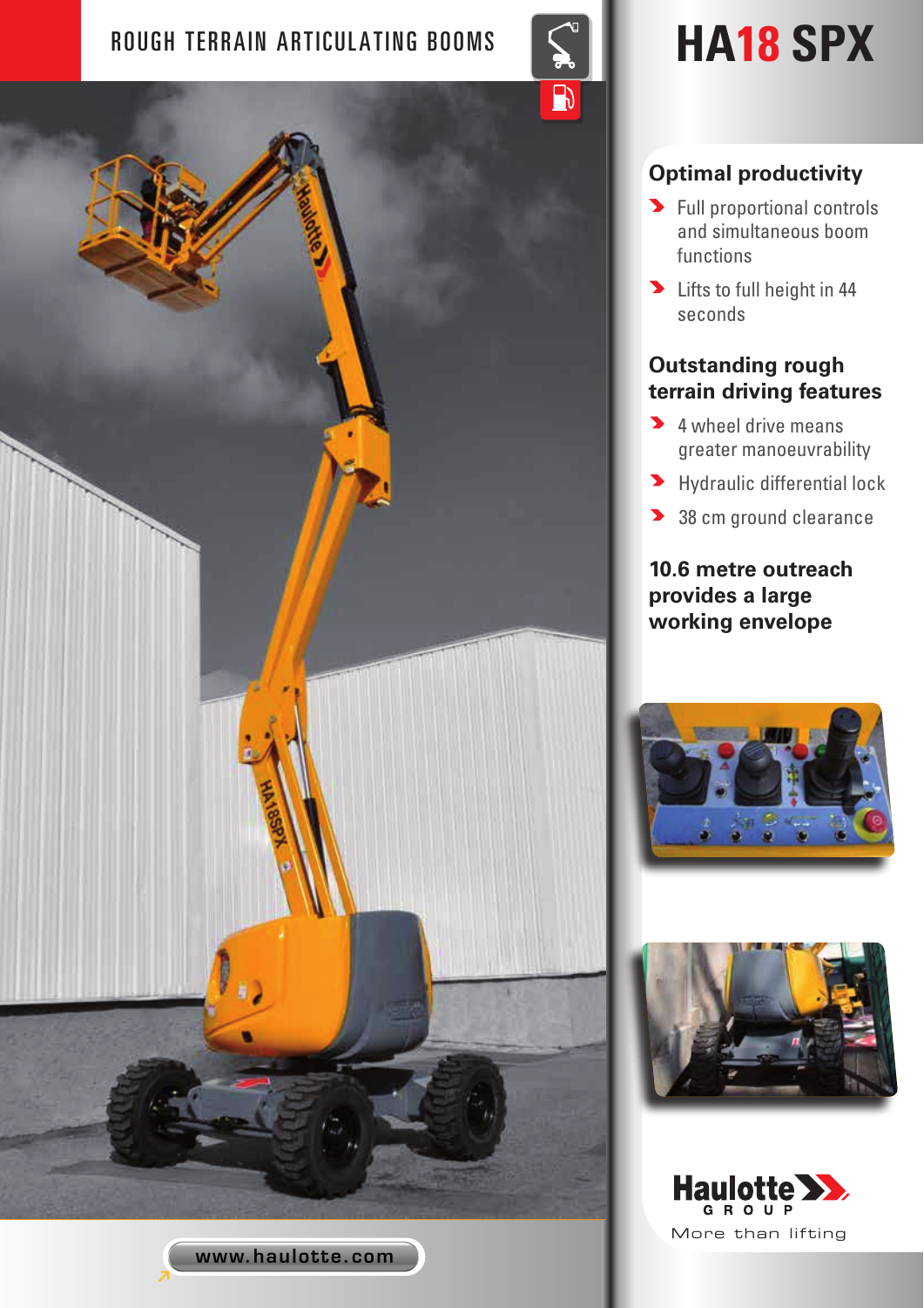ROUGH TERRAIN ARTICULATING BOOMS

# HA18 SPX

## Optimal productivity

- Full proportional controls and simultaneous boom functions
- Lifts to full height in 44 seconds

## Outstanding rough terrain driving features

- 4 wheel drive means greater manoeuvrability
- Hydraulic differential lock
- 38 cm ground clearance

## 10.6 metre outreach provides a large working envelope

Haulotte GROUP

More than lifting

www.haulotte.com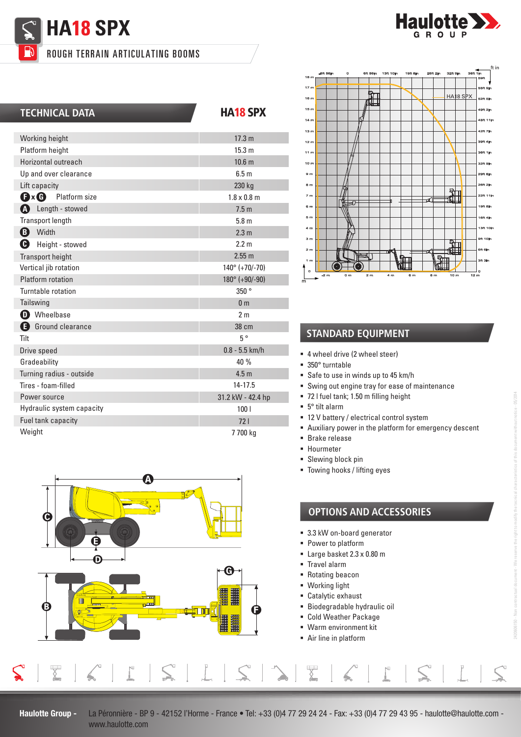# HA18 SPX

ROUGH TERRAIN ARTICULATING BOOMS

## TECHNICAL DATA

| | HA18 SPX |
|---|---|
| Working height | 17.3 m |
| Platform height | 15.3 m |
| Horizontal outreach | 10.6 m |
| Up and over clearance | 6.5 m |
| Lift capacity | 230 kg |
| F x G Platform size | 1.8 x 0.8 m |
| A Length - stowed | 7.5 m |
| Transport length | 5.8 m |
| B Width | 2.3 m |
| C Height - stowed | 2.2 m |
| Transport height | 2.55 m |
| Vertical jib rotation | 140° (+70/-70) |
| Platform rotation | 180° (+90/-90) |
| Turntable rotation | 350 ° |
| Tailswing | 0 m |
| D Wheelbase | 2 m |
| E Ground clearance | 38 cm |
| Tilt | 5 ° |
| Drive speed | 0.8 - 5.5 km/h |
| Gradeability | 40 % |
| Turning radius - outside | 4.5 m |
| Tires - foam-filled | 14-17.5 |
| Power source | 31.2 kW - 42.4 hp |
| Hydraulic system capacity | 100 l |
| Fuel tank capacity | 72 l |
| Weight | 7 700 kg |

HA18 SPX

## STANDARD EQUIPMENT

- 4 wheel drive (2 wheel steer)
- 350° turntable
- Safe to use in winds up to 45 km/h
- Swing out engine tray for ease of maintenance
- 72 l fuel tank; 1.50 m filling height
- 5° tilt alarm
- 12 V battery / electrical control system
- Auxiliary power in the platform for emergency descent
- Brake release
- Hourmeter
- Slewing block pin
- Towing hooks / lifting eyes

## OPTIONS AND ACCESSORIES

- 3.3 kW on-board generator
- Power to platform
- Large basket 2.3 x 0.80 m
- Travel alarm
- Rotating beacon
- Working light
- Catalytic exhaust
- Biodegradable hydraulic oil
- Cold Weather Package
- Warm environment kit
- Air line in platform

**Haulotte Group -** La Péronnière - BP 9 - 42152 l'Horme - France • Tel: +33 (0)4 77 29 24 24 - Fax: +33 (0)4 77 29 43 95 - haulotte@haulotte.com - www.haulotte.com